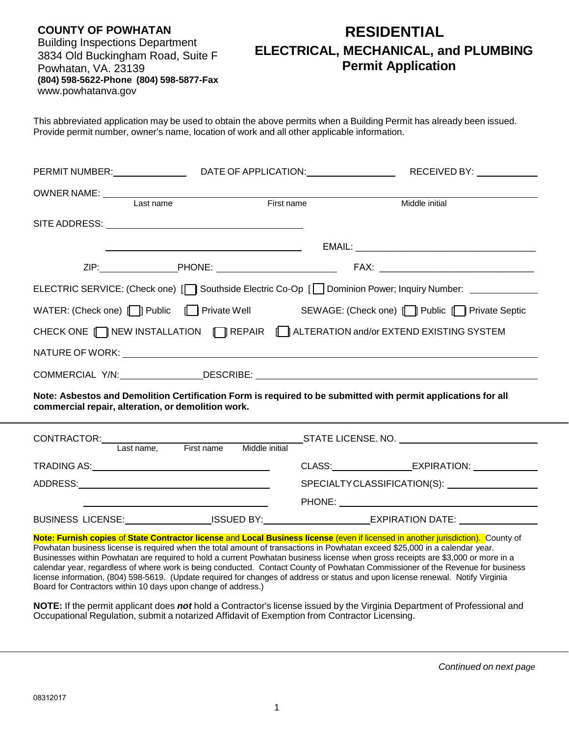**COUNTY OF POWHATAN**
Building Inspections Department
3834 Old Buckingham Road, Suite F
Powhatan, VA. 23139
**(804) 598-5622-Phone (804) 598-5877-Fax**
www.powhatanva.gov

# RESIDENTIAL
## ELECTRICAL, MECHANICAL, and PLUMBING
## Permit Application

This abbreviated application may be used to obtain the above permits when a Building Permit has already been issued. Provide permit number, owner's name, location of work and all other applicable information.

PERMIT NUMBER: ______________ DATE OF APPLICATION: ________________ RECEIVED BY: ____________

OWNER NAME: ____________________________________________________________
Last name First name Middle initial

SITE ADDRESS: ________________________________________

________________________________________ EMAIL: ________________________________

ZIP: ______________ PHONE: ______________________ FAX: ____________________________

ELECTRIC SERVICE: (Check one) [ ] Southside Electric Co-Op [ ] Dominion Power; Inquiry Number: ____________

WATER: (Check one) [ ] Public [ ] Private Well SEWAGE: (Check one) [ ] Public [ ] Private Septic

CHECK ONE [ ] NEW INSTALLATION [ ] REPAIR [ ] ALTERATION and/or EXTEND EXISTING SYSTEM

NATURE OF WORK: ____________________________________________________________

COMMERCIAL Y/N: ______________ DESCRIBE: ____________________________________________

**Note: Asbestos and Demolition Certification Form is required to be submitted with permit applications for all commercial repair, alteration, or demolition work.**

---

CONTRACTOR: ________________________________________ STATE LICENSE. NO. ________________________
Last name, First name Middle initial

TRADING AS: ________________________________ CLASS: ______________ EXPIRATION: ____________

ADDRESS: __________________________________ SPECIALTY CLASSIFICATION(S): __________________

________________________________________ PHONE: ______________________________________

BUSINESS LICENSE: ________________ ISSUED BY: ____________________ EXPIRATION DATE: ______________

**Note: Furnish copies** of **State Contractor license** and **Local Business license** (even if licensed in another jurisdiction). County of Powhatan business license is required when the total amount of transactions in Powhatan exceed $25,000 in a calendar year. Businesses within Powhatan are required to hold a current Powhatan business license when gross receipts are $3,000 or more in a calendar year, regardless of where work is being conducted. Contact County of Powhatan Commissioner of the Revenue for business license information, (804) 598-5619. (Update required for changes of address or status and upon license renewal. Notify Virginia Board for Contractors within 10 days upon change of address.)

**NOTE:** If the permit applicant does ***not*** hold a Contractor's license issued by the Virginia Department of Professional and Occupational Regulation, submit a notarized Affidavit of Exemption from Contractor Licensing.

*Continued on next page*

08312017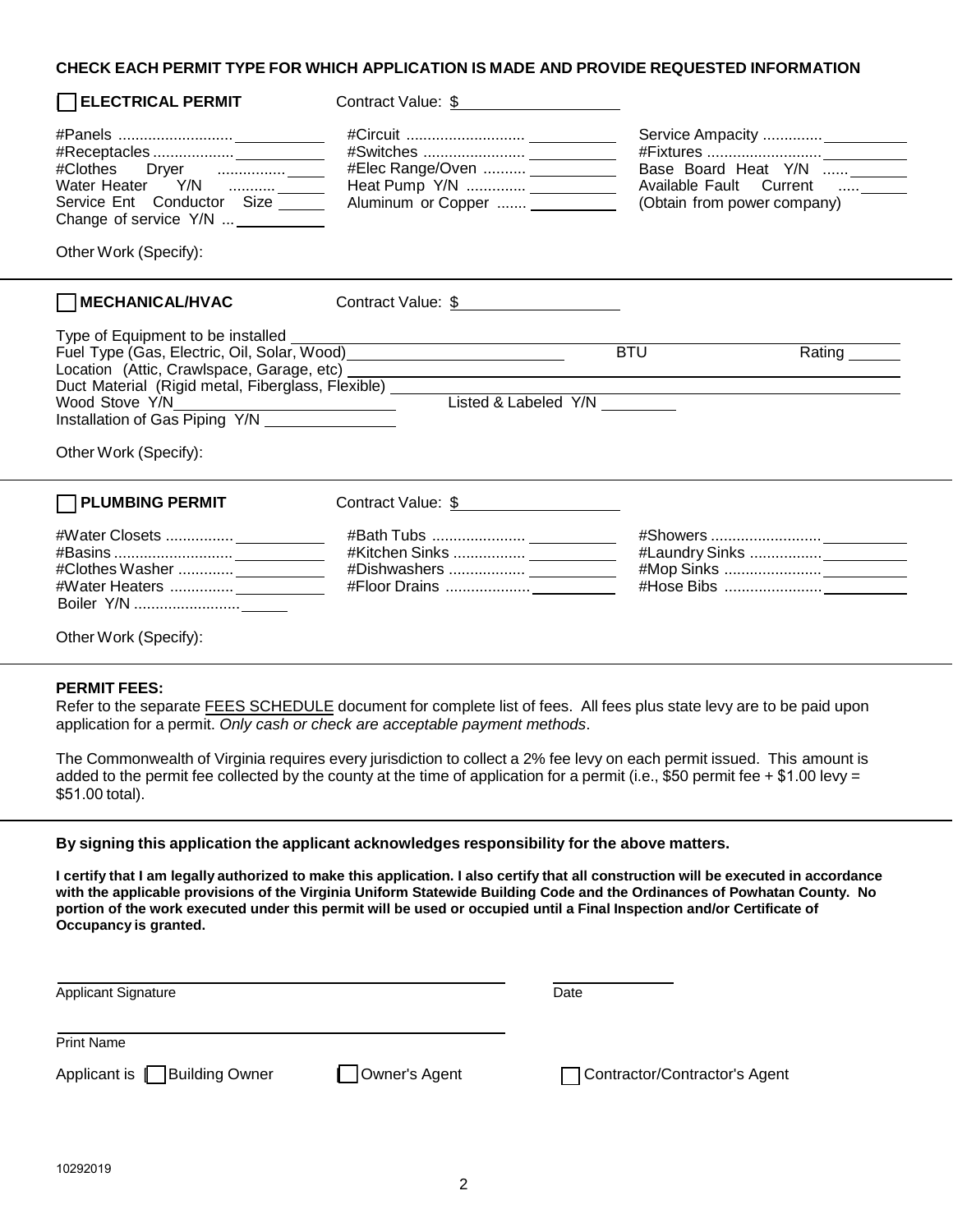**CHECK EACH PERMIT TYPE FOR WHICH APPLICATION IS MADE AND PROVIDE REQUESTED INFORMATION**

☐ **ELECTRICAL PERMIT** Contract Value: $____________

| | | |
|---|---|---|
| #Panels .......................... ______ | #Circuit ........................... ______ | Service Ampacity .............. ______ |
| #Receptacles .................. ______ | #Switches ........................ ______ | #Fixtures .......................... ______ |
| #Clothes Dryer ................ ______ | #Elec Range/Oven .......... ______ | Base Board Heat Y/N ...... ______ |
| Water Heater Y/N ........... ______ | Heat Pump Y/N .............. ______ | Available Fault Current ..... ______ |
| Service Ent Conductor Size ______ | Aluminum or Copper ....... ______ | (Obtain from power company) |
| Change of service Y/N ... ______ | | |

Other Work (Specify):

---

☐ **MECHANICAL/HVAC** Contract Value: $____________

Type of Equipment to be installed ____________

Fuel Type (Gas, Electric, Oil, Solar, Wood) ____________ BTU ______ Rating ______

Location (Attic, Crawlspace, Garage, etc) ____________

Duct Material (Rigid metal, Fiberglass, Flexible) ____________

Wood Stove Y/N ____________ Listed & Labeled Y/N ______

Installation of Gas Piping Y/N ____________

Other Work (Specify):

---

☐ **PLUMBING PERMIT** Contract Value: $____________

| | | |
|---|---|---|
| #Water Closets ................ ______ | #Bath Tubs ...................... ______ | #Showers .......................... ______ |
| #Basins ............................ ______ | #Kitchen Sinks ................. ______ | #Laundry Sinks ................. ______ |
| #Clothes Washer ............. ______ | #Dishwashers .................. ______ | #Mop Sinks ....................... ______ |
| #Water Heaters ............... ______ | #Floor Drains .................... ______ | #Hose Bibs ....................... ______ |
| Boiler Y/N ......................... ______ | | |

Other Work (Specify):

---

**PERMIT FEES:**

Refer to the separate FEES SCHEDULE document for complete list of fees. All fees plus state levy are to be paid upon application for a permit. *Only cash or check are acceptable payment methods*.

The Commonwealth of Virginia requires every jurisdiction to collect a 2% fee levy on each permit issued. This amount is added to the permit fee collected by the county at the time of application for a permit (i.e., $50 permit fee + $1.00 levy = $51.00 total).

---

**By signing this application the applicant acknowledges responsibility for the above matters.**

**I certify that I am legally authorized to make this application. I also certify that all construction will be executed in accordance with the applicable provisions of the Virginia Uniform Statewide Building Code and the Ordinances of Powhatan County. No portion of the work executed under this permit will be used or occupied until a Final Inspection and/or Certificate of Occupancy is granted.**

______________________________ ______________

Applicant Signature Date

______________________________

Print Name

Applicant is ☐ Building Owner ☐ Owner's Agent ☐ Contractor/Contractor's Agent

10292019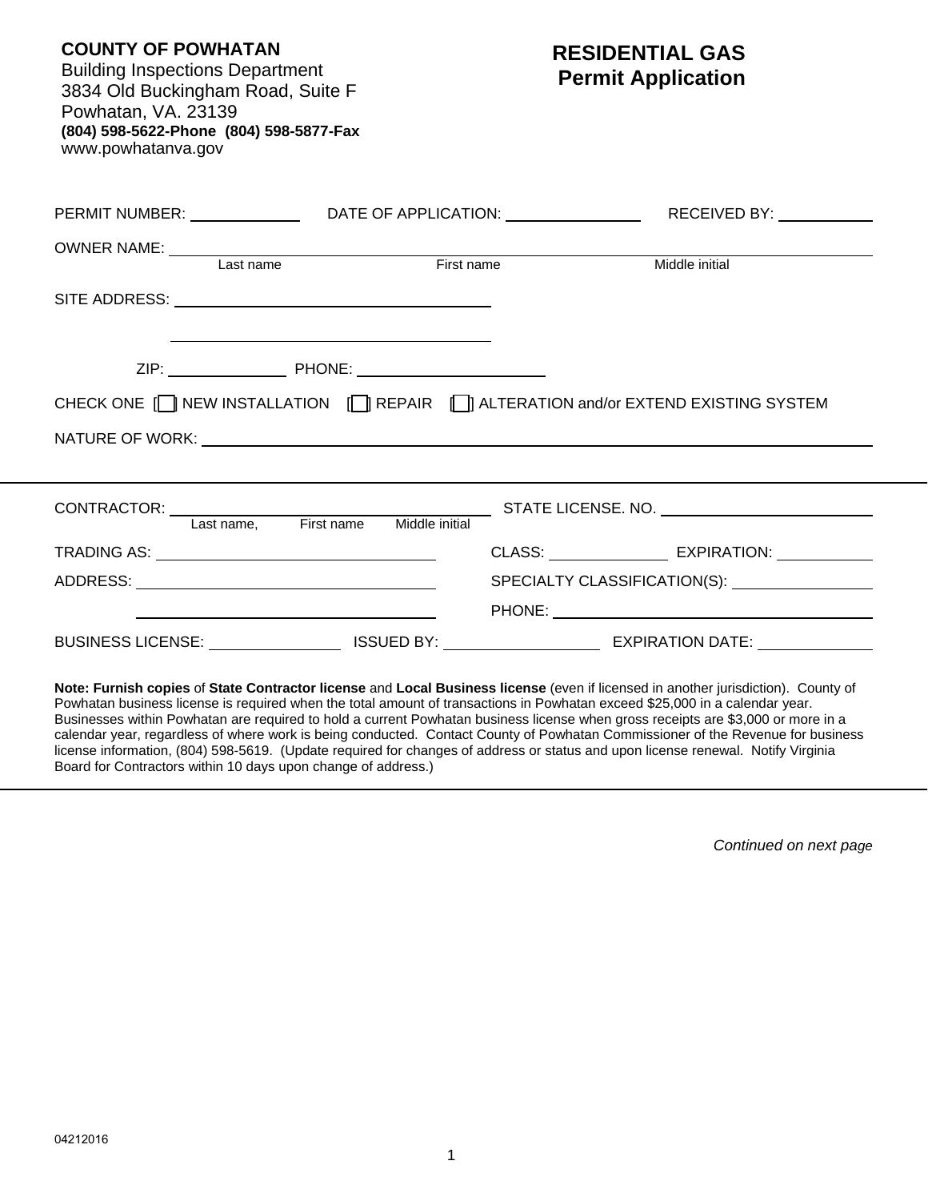**COUNTY OF POWHATAN**
Building Inspections Department
3834 Old Buckingham Road, Suite F
Powhatan, VA. 23139
**(804) 598-5622-Phone (804) 598-5877-Fax**
www.powhatanva.gov

# RESIDENTIAL GAS Permit Application

PERMIT NUMBER: ____________ DATE OF APPLICATION: ______________ RECEIVED BY: __________

OWNER NAME: ______________________________________________
Last name First name Middle initial

SITE ADDRESS: ______________________________

______________________________

ZIP: ____________ PHONE: __________________

CHECK ONE [ ] NEW INSTALLATION [ ] REPAIR [ ] ALTERATION and/or EXTEND EXISTING SYSTEM

NATURE OF WORK: ______________________________________________

---

CONTRACTOR: ______________________________ STATE LICENSE. NO. ____________________
Last name, First name Middle initial

TRADING AS: __________________________ CLASS: ____________ EXPIRATION: __________

ADDRESS: __________________________ SPECIALTY CLASSIFICATION(S): ______________

__________________________ PHONE: ______________________________

BUSINESS LICENSE: ______________ ISSUED BY: ________________ EXPIRATION DATE: ____________

**Note: Furnish copies** of **State Contractor license** and **Local Business license** (even if licensed in another jurisdiction). County of Powhatan business license is required when the total amount of transactions in Powhatan exceed $25,000 in a calendar year. Businesses within Powhatan are required to hold a current Powhatan business license when gross receipts are $3,000 or more in a calendar year, regardless of where work is being conducted. Contact County of Powhatan Commissioner of the Revenue for business license information, (804) 598-5619. (Update required for changes of address or status and upon license renewal. Notify Virginia Board for Contractors within 10 days upon change of address.)

---

*Continued on next page*

04212016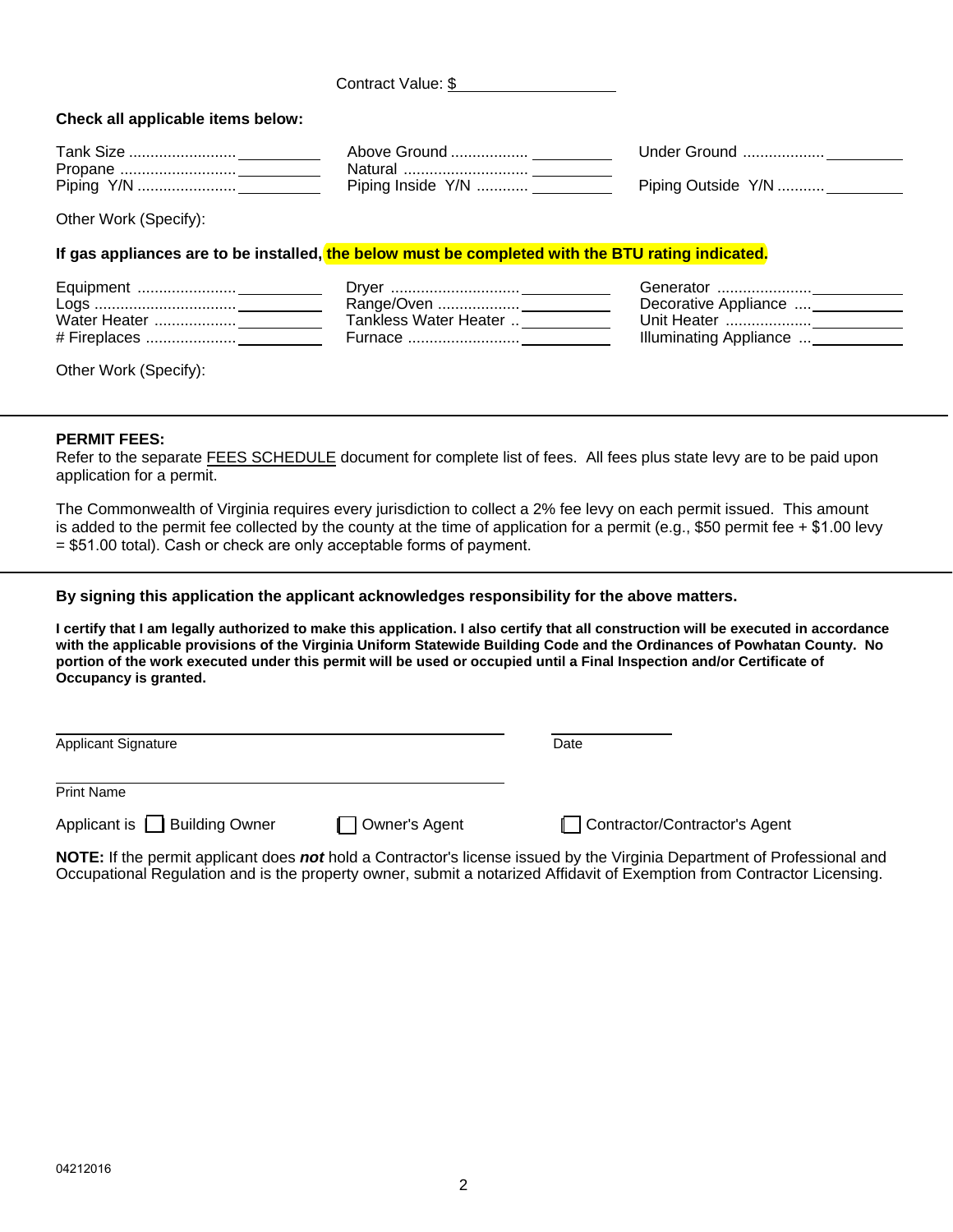Contract Value: $ ____________________

**Check all applicable items below:**

| | | |
|---|---|---|
| Tank Size .......................... ________ | Above Ground .................. ________ | Under Ground ................... ________ |
| Propane ............................ ________ | Natural ............................. ________ | |
| Piping Y/N ....................... ________ | Piping Inside Y/N ............ ________ | Piping Outside Y/N ........... ________ |

Other Work (Specify):

**If gas appliances are to be installed, the below must be completed with the BTU rating indicated.**

| | | |
|---|---|---|
| Equipment ....................... ________ | Dryer .............................. ________ | Generator ...................... ________ |
| Logs ................................. ________ | Range/Oven ................... ________ | Decorative Appliance .... ________ |
| Water Heater ................... ________ | Tankless Water Heater .. ________ | Unit Heater .................... ________ |
| # Fireplaces ..................... ________ | Furnace .......................... ________ | Illuminating Appliance ... ________ |

Other Work (Specify):

---

**PERMIT FEES:**
Refer to the separate FEES SCHEDULE document for complete list of fees. All fees plus state levy are to be paid upon application for a permit.

The Commonwealth of Virginia requires every jurisdiction to collect a 2% fee levy on each permit issued. This amount is added to the permit fee collected by the county at the time of application for a permit (e.g., $50 permit fee + $1.00 levy = $51.00 total). Cash or check are only acceptable forms of payment.

---

**By signing this application the applicant acknowledges responsibility for the above matters.**

**I certify that I am legally authorized to make this application. I also certify that all construction will be executed in accordance with the applicable provisions of the Virginia Uniform Statewide Building Code and the Ordinances of Powhatan County. No portion of the work executed under this permit will be used or occupied until a Final Inspection and/or Certificate of Occupancy is granted.**

______________________________________ ____________

Applicant Signature Date

______________________________________

Print Name

Applicant is ☐ Building Owner ☐ Owner's Agent ☐ Contractor/Contractor's Agent

**NOTE:** If the permit applicant does ***not*** hold a Contractor's license issued by the Virginia Department of Professional and Occupational Regulation and is the property owner, submit a notarized Affidavit of Exemption from Contractor Licensing.

04212016